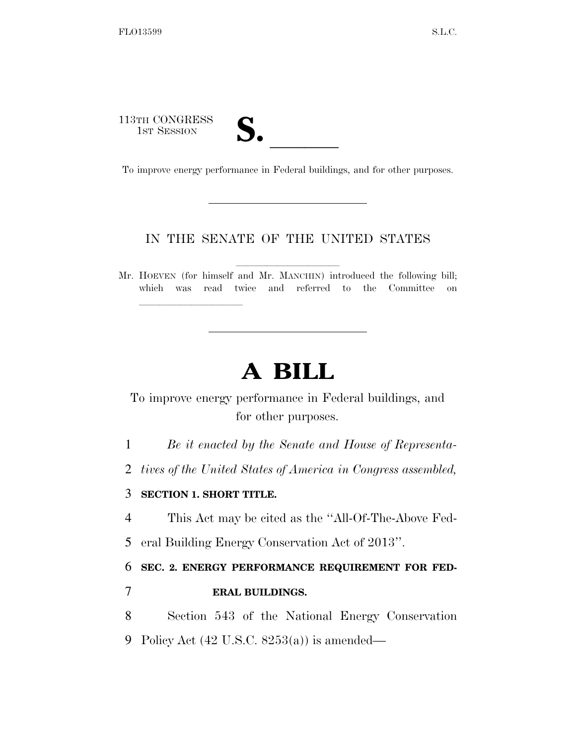113TH CONGRESS
1ST SESSION

# S. \_\_\_\_\_\_

To improve energy performance in Federal buildings, and for other purposes.

---

IN THE SENATE OF THE UNITED STATES

Mr. HOEVEN (for himself and Mr. MANCHIN) introduced the following bill; which was read twice and referred to the Committee on \_\_\_\_\_\_\_\_\_\_\_\_\_\_\_\_

---

# A BILL

To improve energy performance in Federal buildings, and for other purposes.

1 *Be it enacted by the Senate and House of Representa-*
2 *tives of the United States of America in Congress assembled,*

3 **SECTION 1. SHORT TITLE.**

4 This Act may be cited as the ''All-Of-The-Above Fed-
5 eral Building Energy Conservation Act of 2013''.

6 **SEC. 2. ENERGY PERFORMANCE REQUIREMENT FOR FED-**
7 **ERAL BUILDINGS.**

8 Section 543 of the National Energy Conservation
9 Policy Act (42 U.S.C. 8253(a)) is amended—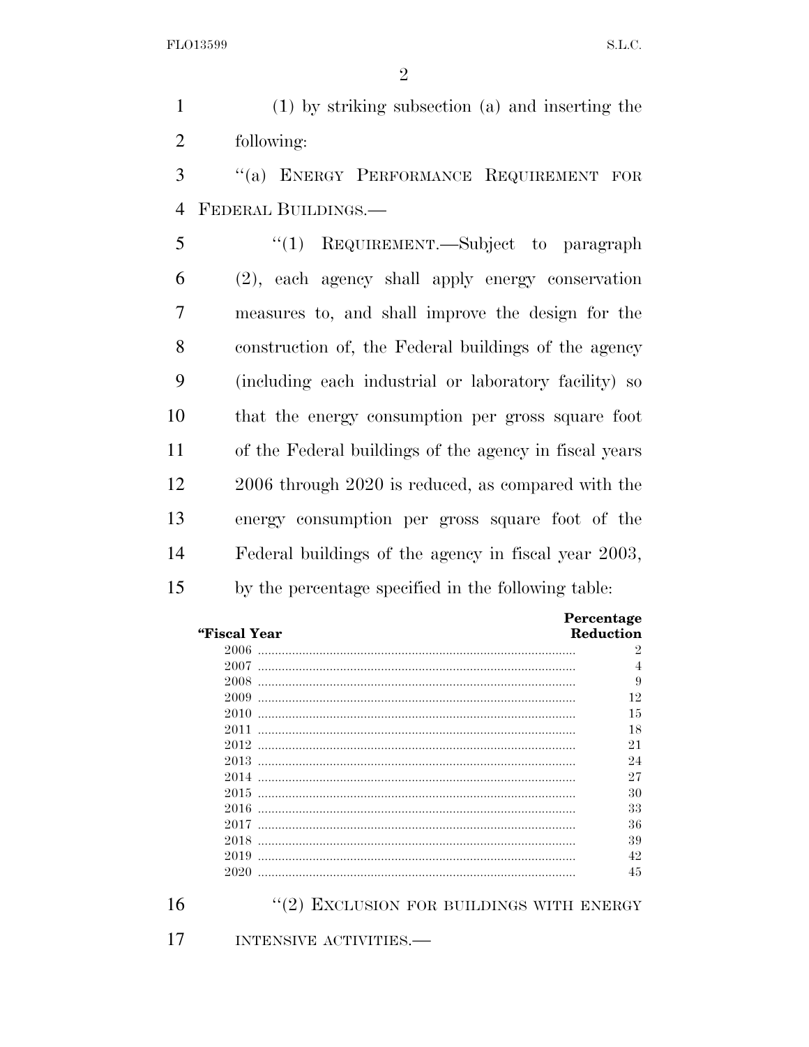(1) by striking subsection (a) and inserting the following:

"(a) ENERGY PERFORMANCE REQUIREMENT FOR FEDERAL BUILDINGS.—

"(1) REQUIREMENT.—Subject to paragraph (2), each agency shall apply energy conservation measures to, and shall improve the design for the construction of, the Federal buildings of the agency (including each industrial or laboratory facility) so that the energy consumption per gross square foot of the Federal buildings of the agency in fiscal years 2006 through 2020 is reduced, as compared with the energy consumption per gross square foot of the Federal buildings of the agency in fiscal year 2003, by the percentage specified in the following table:

| "Fiscal Year | Percentage Reduction |
|---|---|
| 2006 | 2 |
| 2007 | 4 |
| 2008 | 9 |
| 2009 | 12 |
| 2010 | 15 |
| 2011 | 18 |
| 2012 | 21 |
| 2013 | 24 |
| 2014 | 27 |
| 2015 | 30 |
| 2016 | 33 |
| 2017 | 36 |
| 2018 | 39 |
| 2019 | 42 |
| 2020 | 45 |

"(2) EXCLUSION FOR BUILDINGS WITH ENERGY INTENSIVE ACTIVITIES.—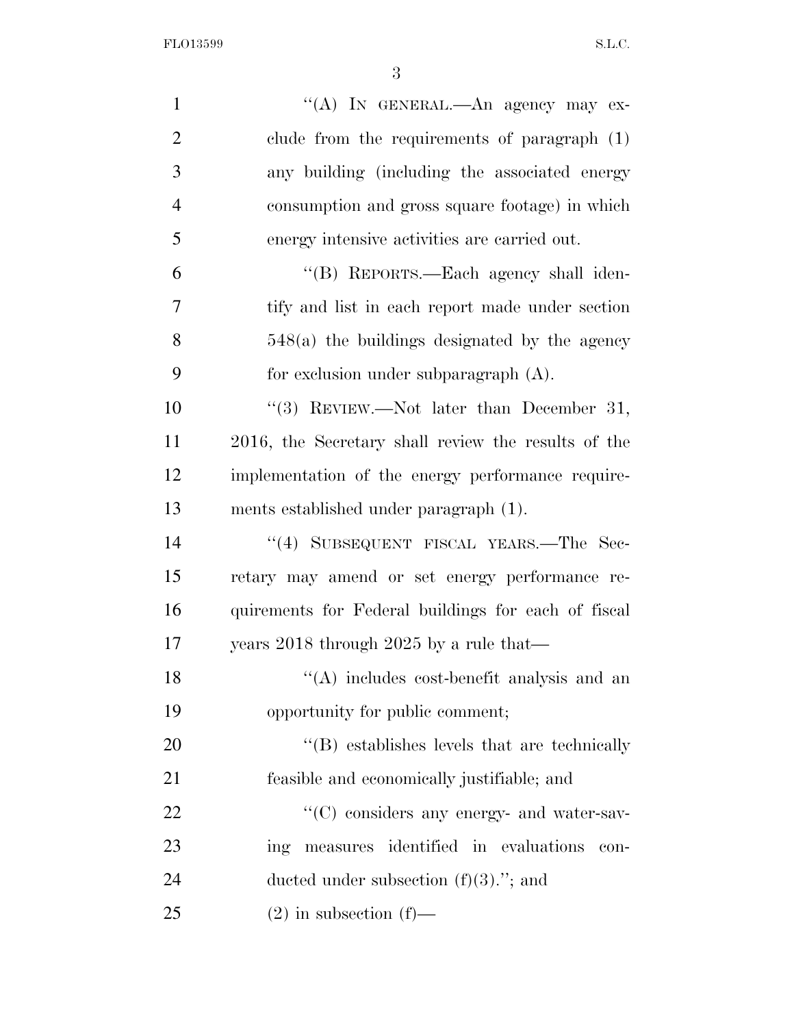"(A) IN GENERAL.—An agency may exclude from the requirements of paragraph (1) any building (including the associated energy consumption and gross square footage) in which energy intensive activities are carried out.

"(B) REPORTS.—Each agency shall identify and list in each report made under section 548(a) the buildings designated by the agency for exclusion under subparagraph (A).

"(3) REVIEW.—Not later than December 31, 2016, the Secretary shall review the results of the implementation of the energy performance requirements established under paragraph (1).

"(4) SUBSEQUENT FISCAL YEARS.—The Secretary may amend or set energy performance requirements for Federal buildings for each of fiscal years 2018 through 2025 by a rule that—

"(A) includes cost-benefit analysis and an opportunity for public comment;

"(B) establishes levels that are technically feasible and economically justifiable; and

"(C) considers any energy- and water-saving measures identified in evaluations conducted under subsection (f)(3)."; and

(2) in subsection (f)—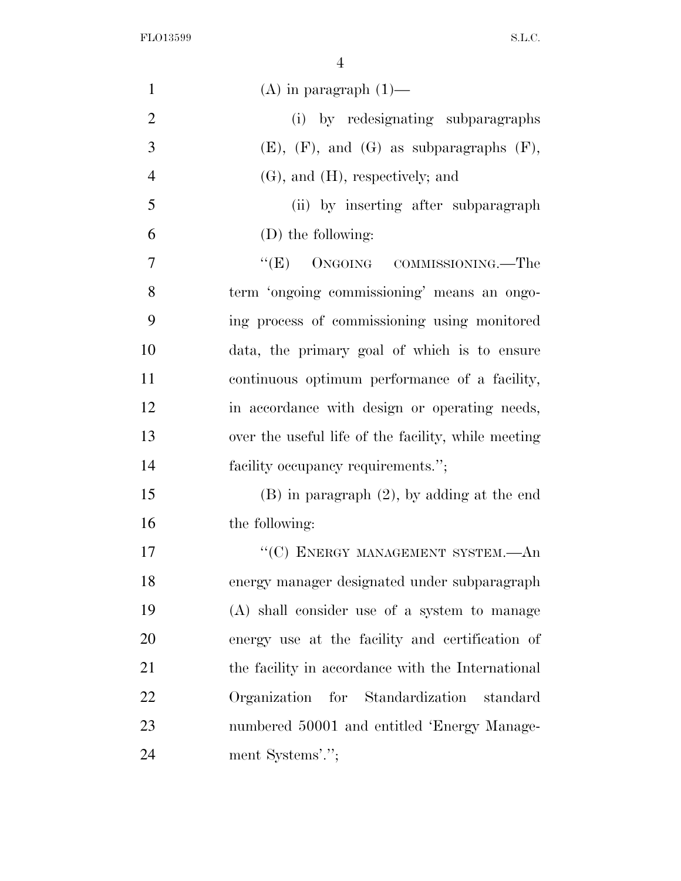(A) in paragraph (1)—

(i) by redesignating subparagraphs (E), (F), and (G) as subparagraphs (F), (G), and (H), respectively; and

(ii) by inserting after subparagraph (D) the following:

"(E) ONGOING COMMISSIONING.—The term 'ongoing commissioning' means an ongoing process of commissioning using monitored data, the primary goal of which is to ensure continuous optimum performance of a facility, in accordance with design or operating needs, over the useful life of the facility, while meeting facility occupancy requirements.";

(B) in paragraph (2), by adding at the end the following:

"(C) ENERGY MANAGEMENT SYSTEM.—An energy manager designated under subparagraph (A) shall consider use of a system to manage energy use at the facility and certification of the facility in accordance with the International Organization for Standardization standard numbered 50001 and entitled 'Energy Management Systems'.";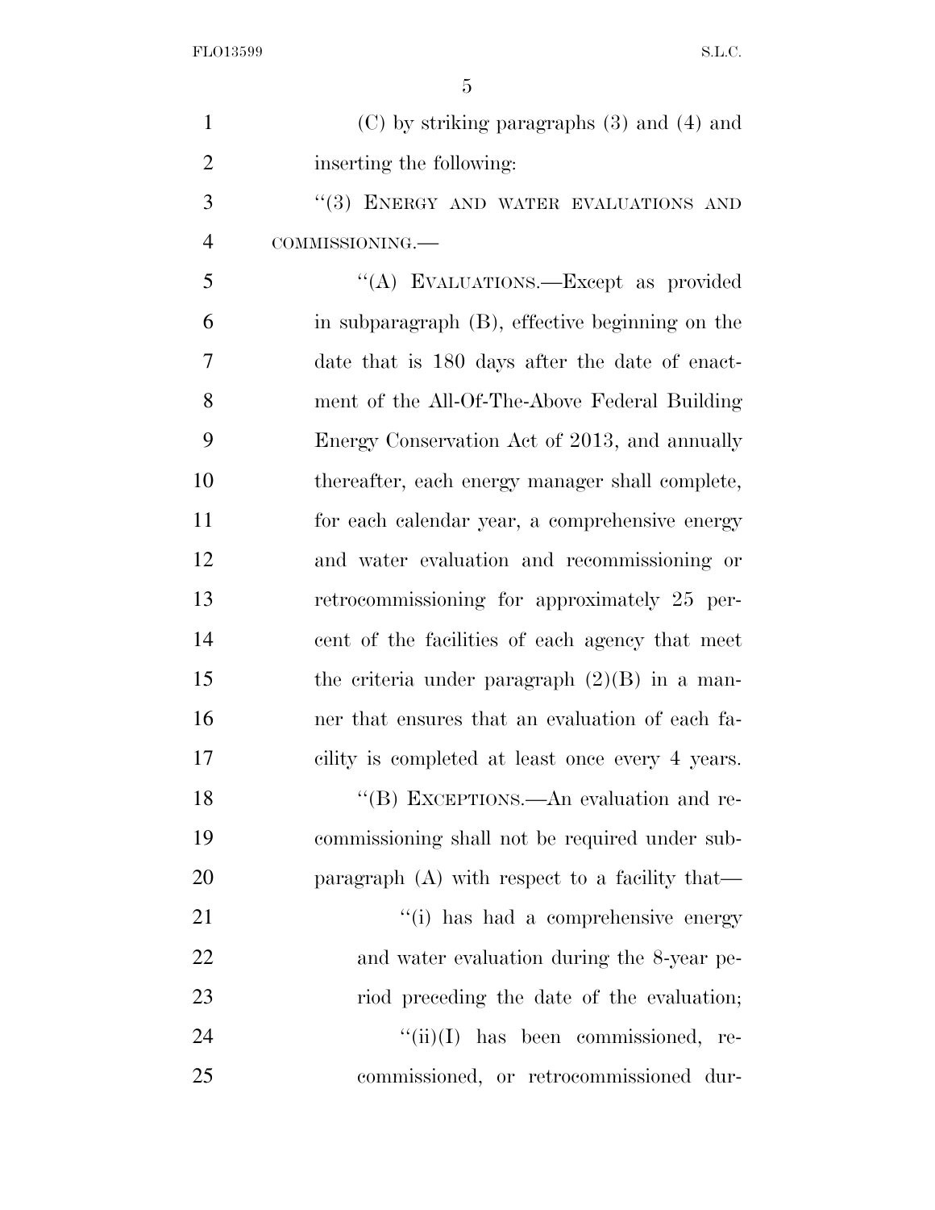(C) by striking paragraphs (3) and (4) and inserting the following:

"(3) ENERGY AND WATER EVALUATIONS AND COMMISSIONING.—

"(A) EVALUATIONS.—Except as provided in subparagraph (B), effective beginning on the date that is 180 days after the date of enactment of the All-Of-The-Above Federal Building Energy Conservation Act of 2013, and annually thereafter, each energy manager shall complete, for each calendar year, a comprehensive energy and water evaluation and recommissioning or retrocommissioning for approximately 25 percent of the facilities of each agency that meet the criteria under paragraph (2)(B) in a manner that ensures that an evaluation of each facility is completed at least once every 4 years.

"(B) EXCEPTIONS.—An evaluation and recommissioning shall not be required under subparagraph (A) with respect to a facility that—

"(i) has had a comprehensive energy and water evaluation during the 8-year period preceding the date of the evaluation;

"(ii)(I) has been commissioned, recommissioned, or retrocommissioned dur-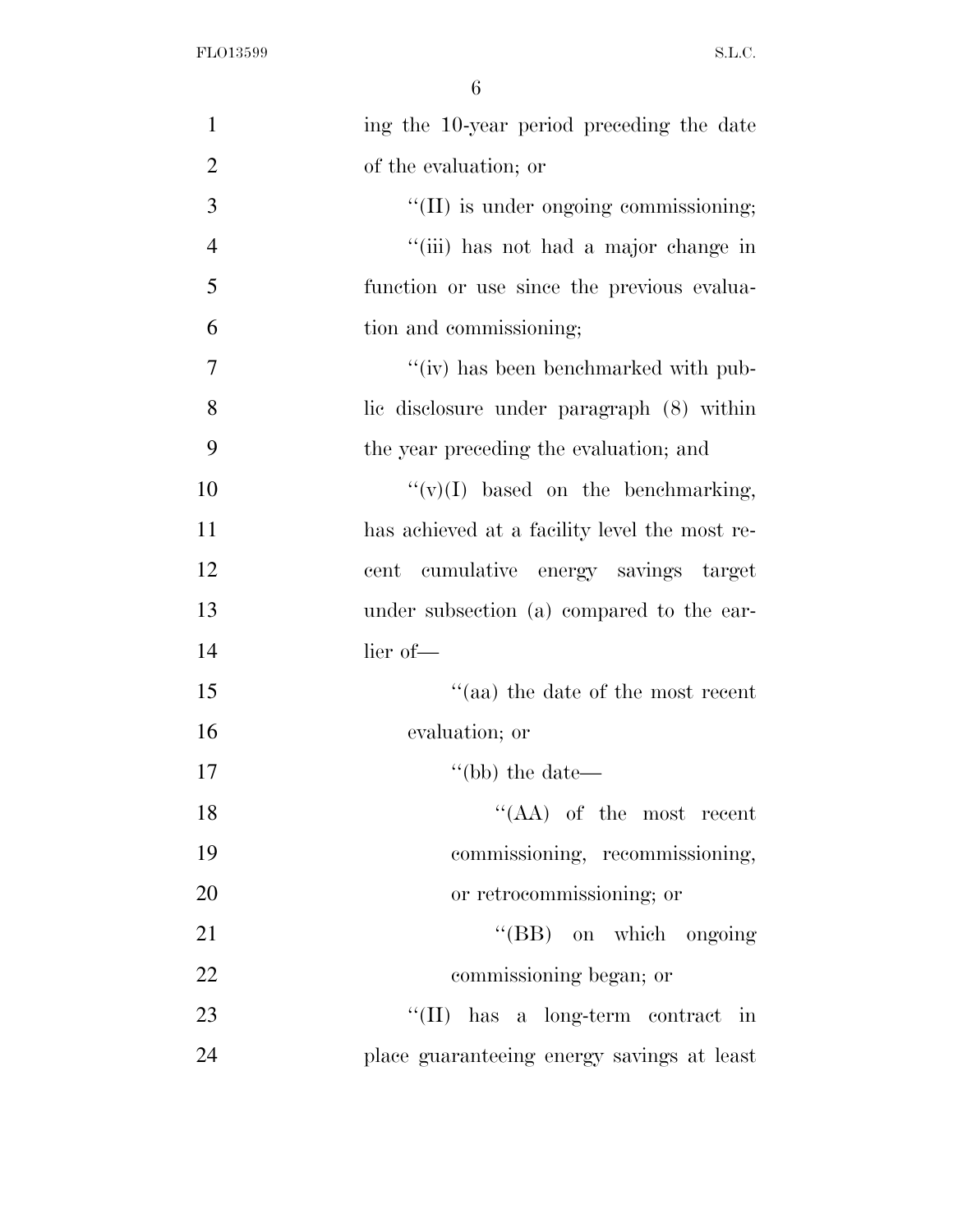ing the 10-year period preceding the date of the evaluation; or

''(II) is under ongoing commissioning;

''(iii) has not had a major change in function or use since the previous evaluation and commissioning;

''(iv) has been benchmarked with public disclosure under paragraph (8) within the year preceding the evaluation; and

''(v)(I) based on the benchmarking, has achieved at a facility level the most recent cumulative energy savings target under subsection (a) compared to the earlier of—

''(aa) the date of the most recent evaluation; or

''(bb) the date—

''(AA) of the most recent commissioning, recommissioning, or retrocommissioning; or

''(BB) on which ongoing commissioning began; or

''(II) has a long-term contract in place guaranteeing energy savings at least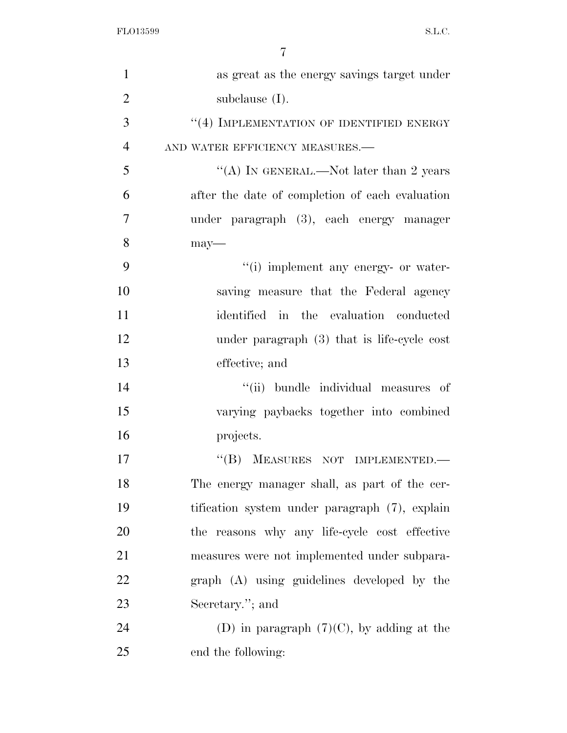as great as the energy savings target under subclause (I).

''(4) IMPLEMENTATION OF IDENTIFIED ENERGY AND WATER EFFICIENCY MEASURES.—

''(A) IN GENERAL.—Not later than 2 years after the date of completion of each evaluation under paragraph (3), each energy manager may—

''(i) implement any energy- or water-saving measure that the Federal agency identified in the evaluation conducted under paragraph (3) that is life-cycle cost effective; and

''(ii) bundle individual measures of varying paybacks together into combined projects.

''(B) MEASURES NOT IMPLEMENTED.— The energy manager shall, as part of the certification system under paragraph (7), explain the reasons why any life-cycle cost effective measures were not implemented under subparagraph (A) using guidelines developed by the Secretary.''; and

(D) in paragraph (7)(C), by adding at the end the following: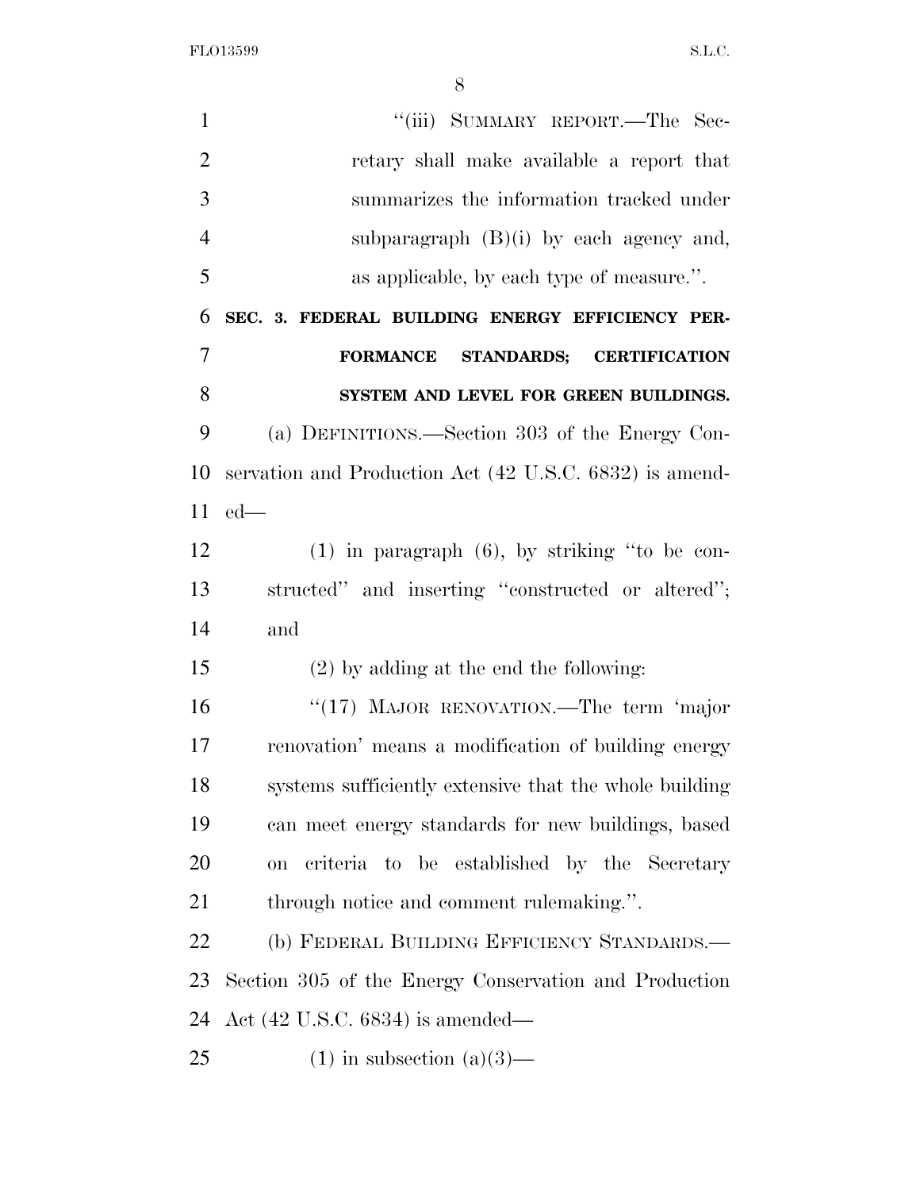"(iii) SUMMARY REPORT.—The Secretary shall make available a report that summarizes the information tracked under subparagraph (B)(i) by each agency and, as applicable, by each type of measure.".

**SEC. 3. FEDERAL BUILDING ENERGY EFFICIENCY PERFORMANCE STANDARDS; CERTIFICATION SYSTEM AND LEVEL FOR GREEN BUILDINGS.**

(a) DEFINITIONS.—Section 303 of the Energy Conservation and Production Act (42 U.S.C. 6832) is amended—

(1) in paragraph (6), by striking "to be constructed" and inserting "constructed or altered"; and

(2) by adding at the end the following:

"(17) MAJOR RENOVATION.—The term 'major renovation' means a modification of building energy systems sufficiently extensive that the whole building can meet energy standards for new buildings, based on criteria to be established by the Secretary through notice and comment rulemaking.".

(b) FEDERAL BUILDING EFFICIENCY STANDARDS.—Section 305 of the Energy Conservation and Production Act (42 U.S.C. 6834) is amended—

(1) in subsection (a)(3)—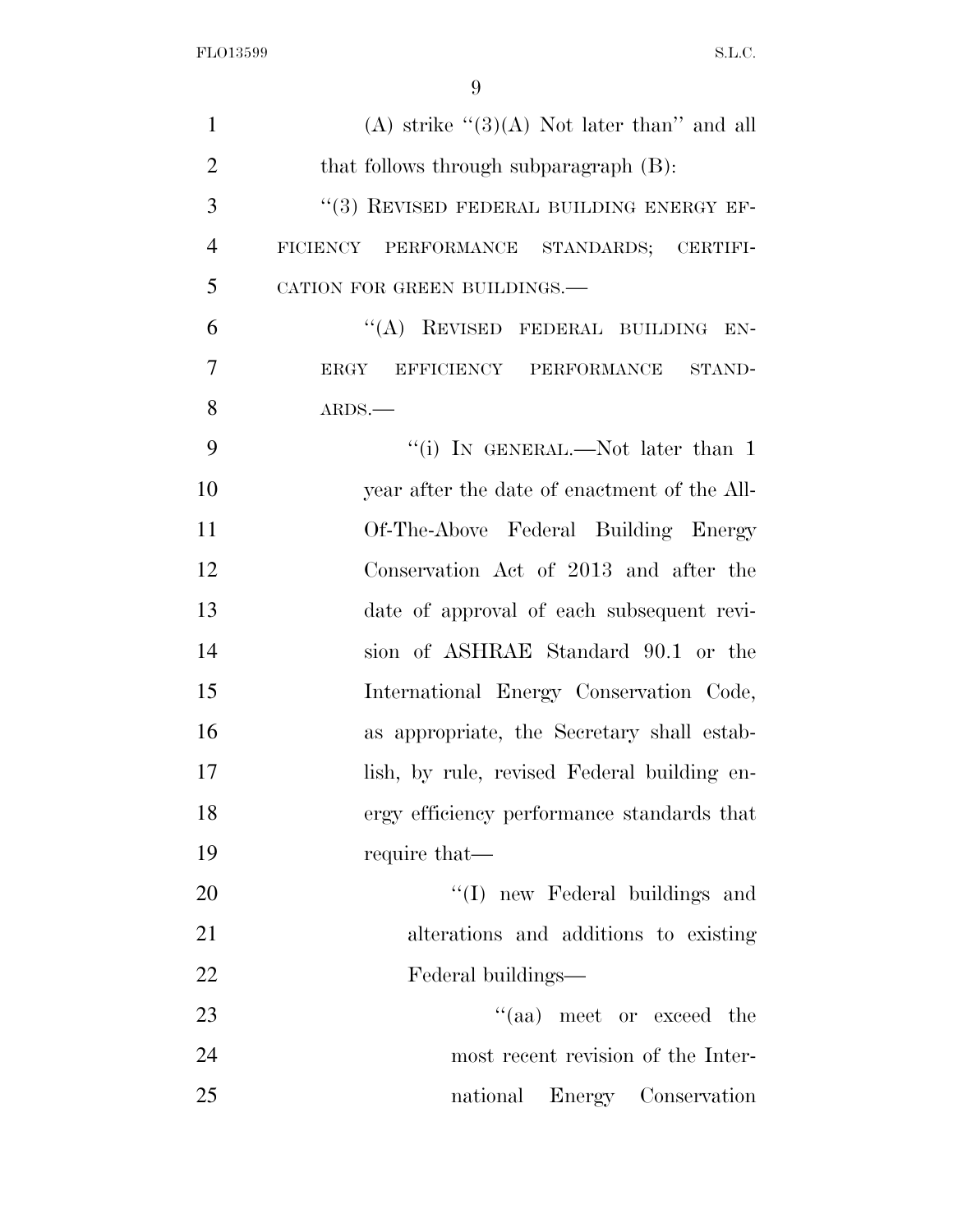(A) strike "(3)(A) Not later than" and all that follows through subparagraph (B):

"(3) REVISED FEDERAL BUILDING ENERGY EFFICIENCY PERFORMANCE STANDARDS; CERTIFICATION FOR GREEN BUILDINGS.—

"(A) REVISED FEDERAL BUILDING ENERGY EFFICIENCY PERFORMANCE STANDARDS.—

"(i) IN GENERAL.—Not later than 1 year after the date of enactment of the All-Of-The-Above Federal Building Energy Conservation Act of 2013 and after the date of approval of each subsequent revision of ASHRAE Standard 90.1 or the International Energy Conservation Code, as appropriate, the Secretary shall establish, by rule, revised Federal building energy efficiency performance standards that require that—

"(I) new Federal buildings and alterations and additions to existing Federal buildings—

"(aa) meet or exceed the most recent revision of the International Energy Conservation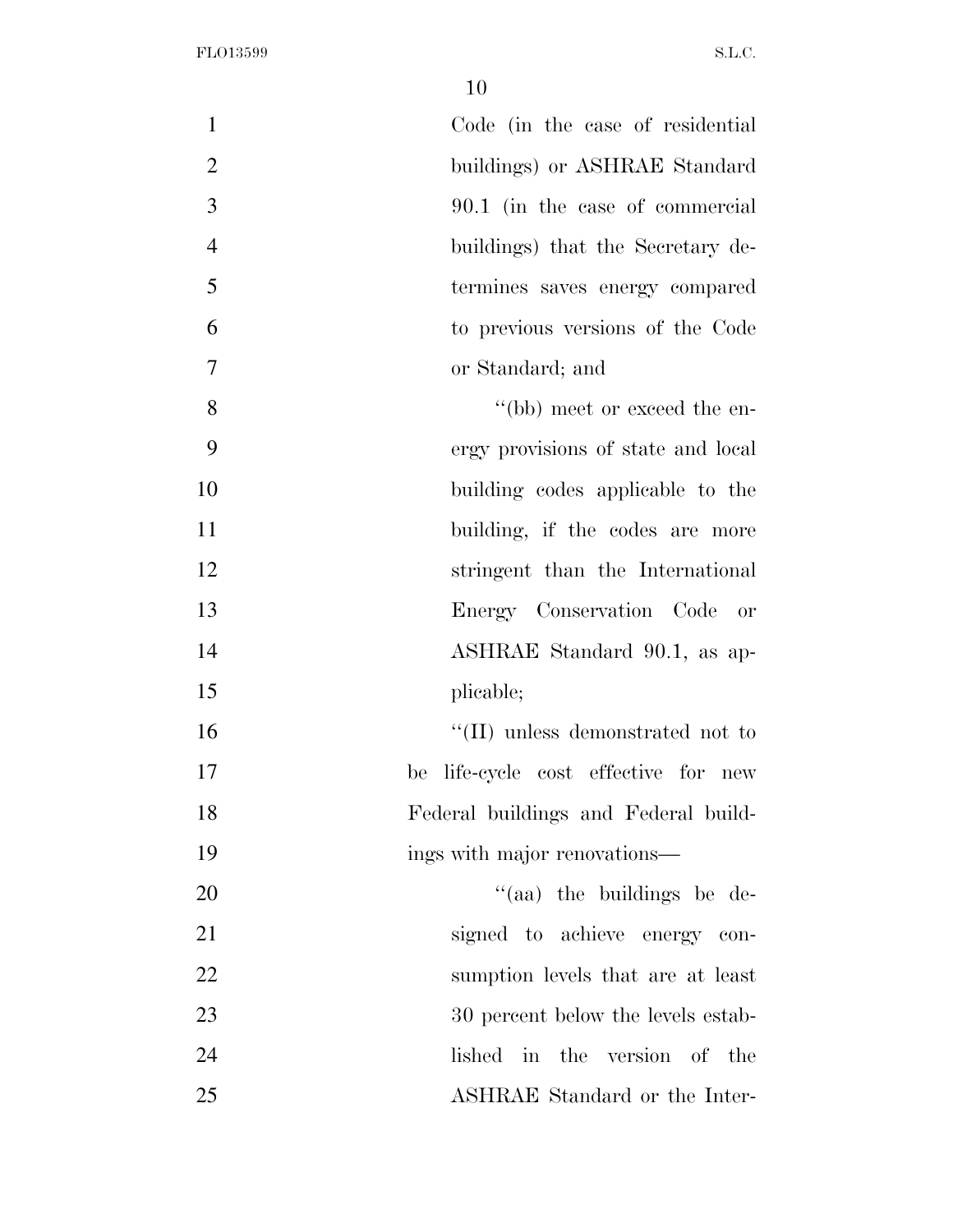Code (in the case of residential buildings) or ASHRAE Standard 90.1 (in the case of commercial buildings) that the Secretary determines saves energy compared to previous versions of the Code or Standard; and

''(bb) meet or exceed the energy provisions of state and local building codes applicable to the building, if the codes are more stringent than the International Energy Conservation Code or ASHRAE Standard 90.1, as applicable;

''(II) unless demonstrated not to be life-cycle cost effective for new Federal buildings and Federal buildings with major renovations—

''(aa) the buildings be designed to achieve energy consumption levels that are at least 30 percent below the levels established in the version of the ASHRAE Standard or the Inter-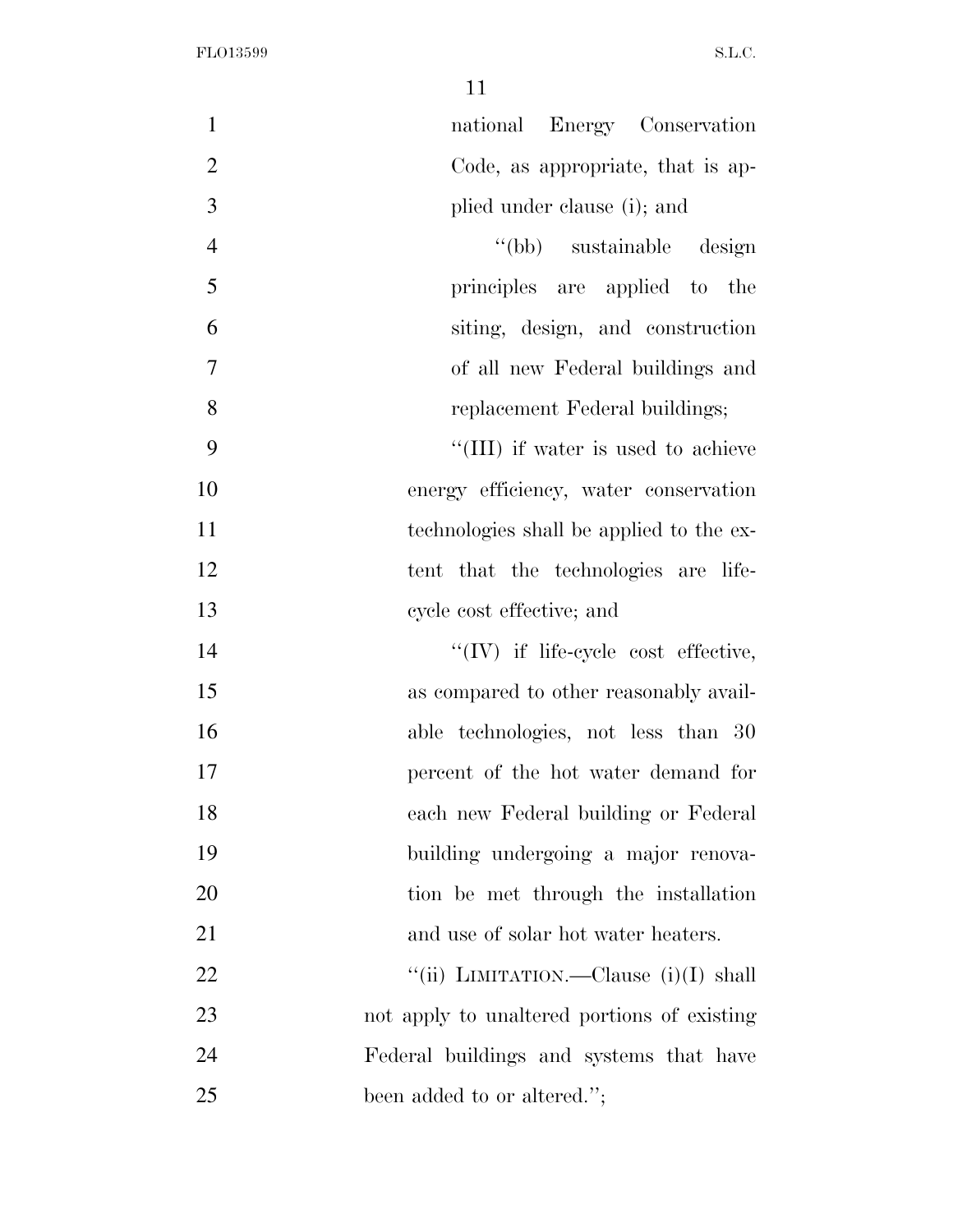national Energy Conservation Code, as appropriate, that is applied under clause (i); and

''(bb) sustainable design principles are applied to the siting, design, and construction of all new Federal buildings and replacement Federal buildings;

''(III) if water is used to achieve energy efficiency, water conservation technologies shall be applied to the extent that the technologies are life-cycle cost effective; and

''(IV) if life-cycle cost effective, as compared to other reasonably available technologies, not less than 30 percent of the hot water demand for each new Federal building or Federal building undergoing a major renovation be met through the installation and use of solar hot water heaters.

''(ii) LIMITATION.—Clause (i)(I) shall not apply to unaltered portions of existing Federal buildings and systems that have been added to or altered.'';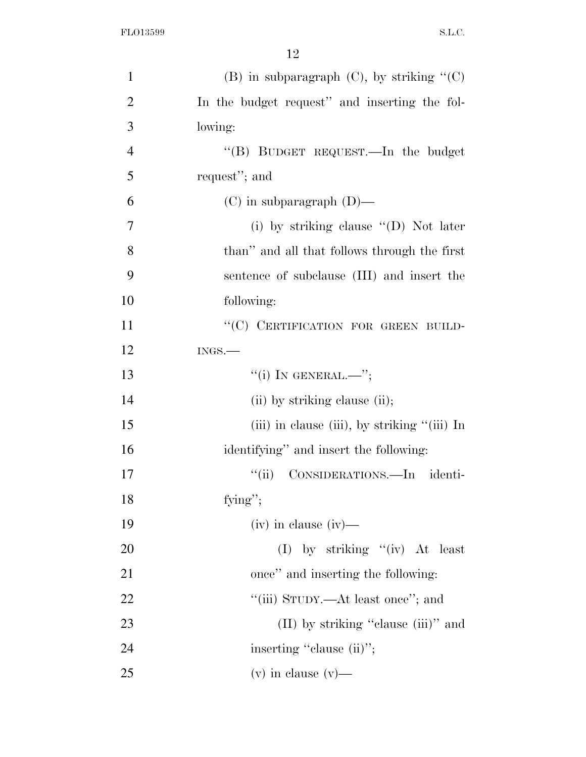(B) in subparagraph (C), by striking "(C) In the budget request" and inserting the following:

"(B) BUDGET REQUEST.—In the budget request"; and

(C) in subparagraph (D)—

(i) by striking clause "(D) Not later than" and all that follows through the first sentence of subclause (III) and insert the following:

"(C) CERTIFICATION FOR GREEN BUILDINGS.—

"(i) IN GENERAL.—";

(ii) by striking clause (ii);

(iii) in clause (iii), by striking "(iii) In identifying" and insert the following:

"(ii) CONSIDERATIONS.—In identifying";

(iv) in clause (iv)—

(I) by striking "(iv) At least once" and inserting the following:

"(iii) STUDY.—At least once"; and

(II) by striking "clause (iii)" and inserting "clause (ii)";

(v) in clause (v)—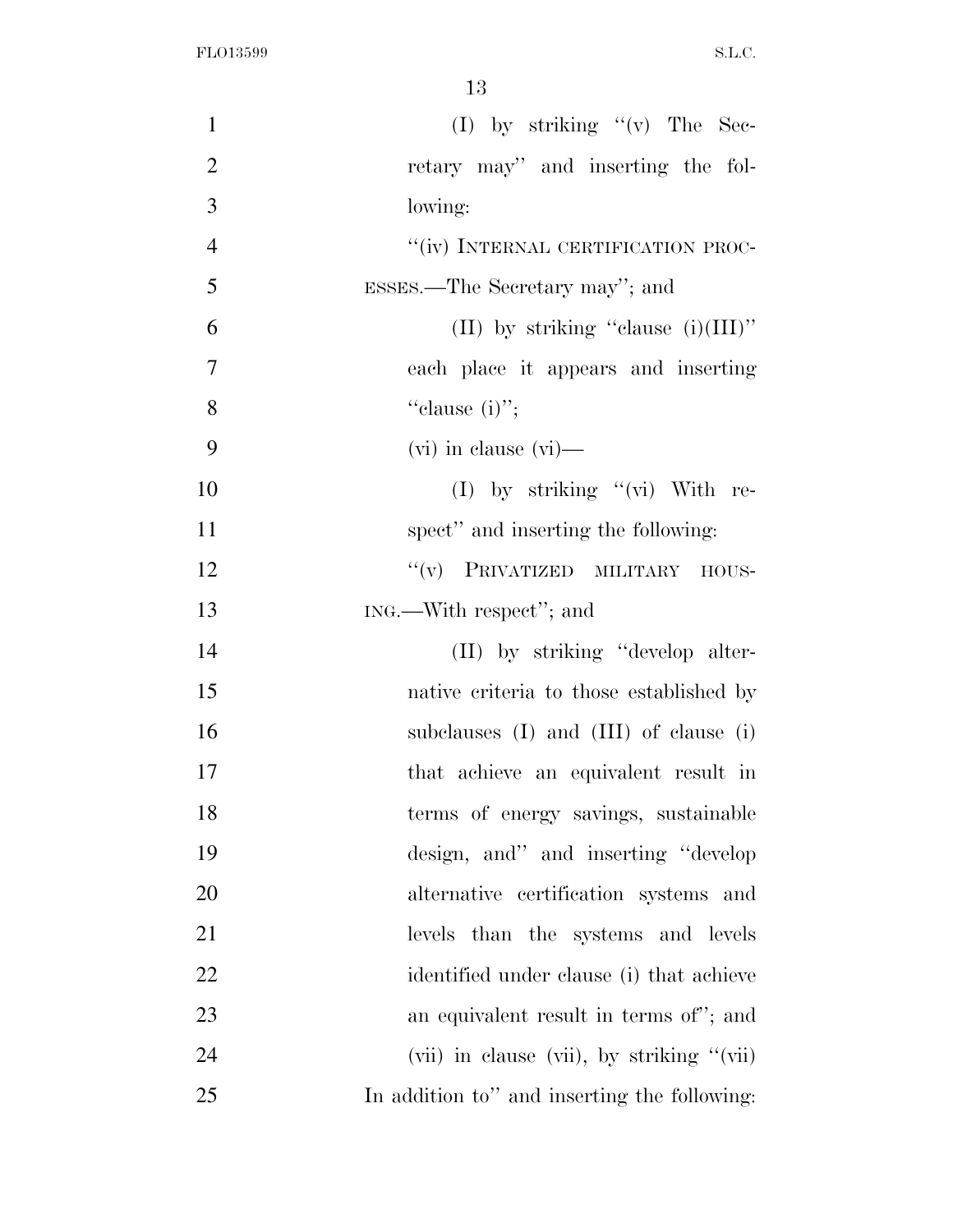(I) by striking ''(v) The Secretary may'' and inserting the following:

''(iv) INTERNAL CERTIFICATION PROCESSES.—The Secretary may''; and

(II) by striking ''clause (i)(III)'' each place it appears and inserting ''clause (i)'';

(vi) in clause (vi)—

(I) by striking ''(vi) With respect'' and inserting the following:

''(v) PRIVATIZED MILITARY HOUSING.—With respect''; and

(II) by striking ''develop alternative criteria to those established by subclauses (I) and (III) of clause (i) that achieve an equivalent result in terms of energy savings, sustainable design, and'' and inserting ''develop alternative certification systems and levels than the systems and levels identified under clause (i) that achieve an equivalent result in terms of''; and

(vii) in clause (vii), by striking ''(vii) In addition to'' and inserting the following: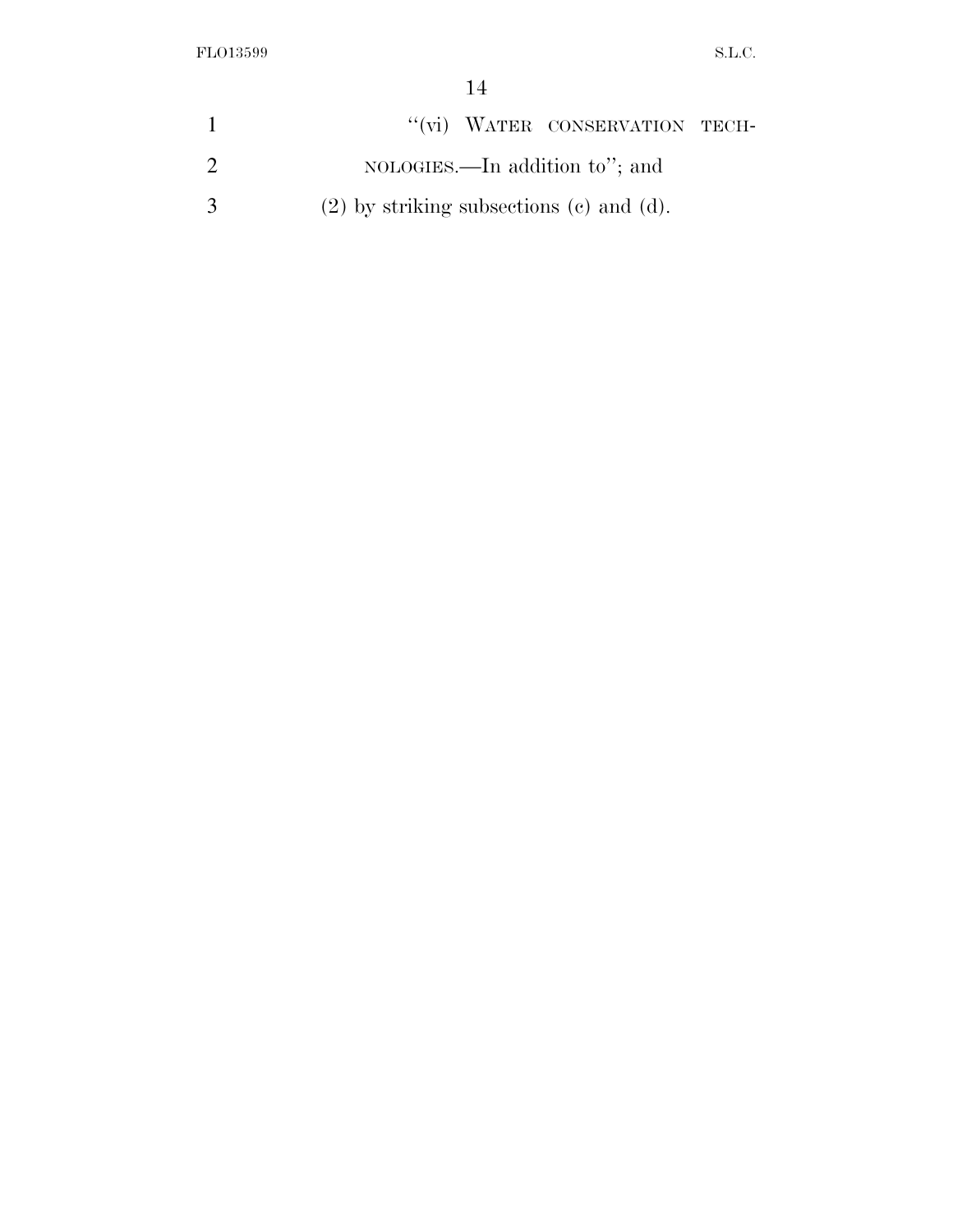"(vi) WATER CONSERVATION TECHNOLOGIES.—In addition to"; and

(2) by striking subsections (c) and (d).